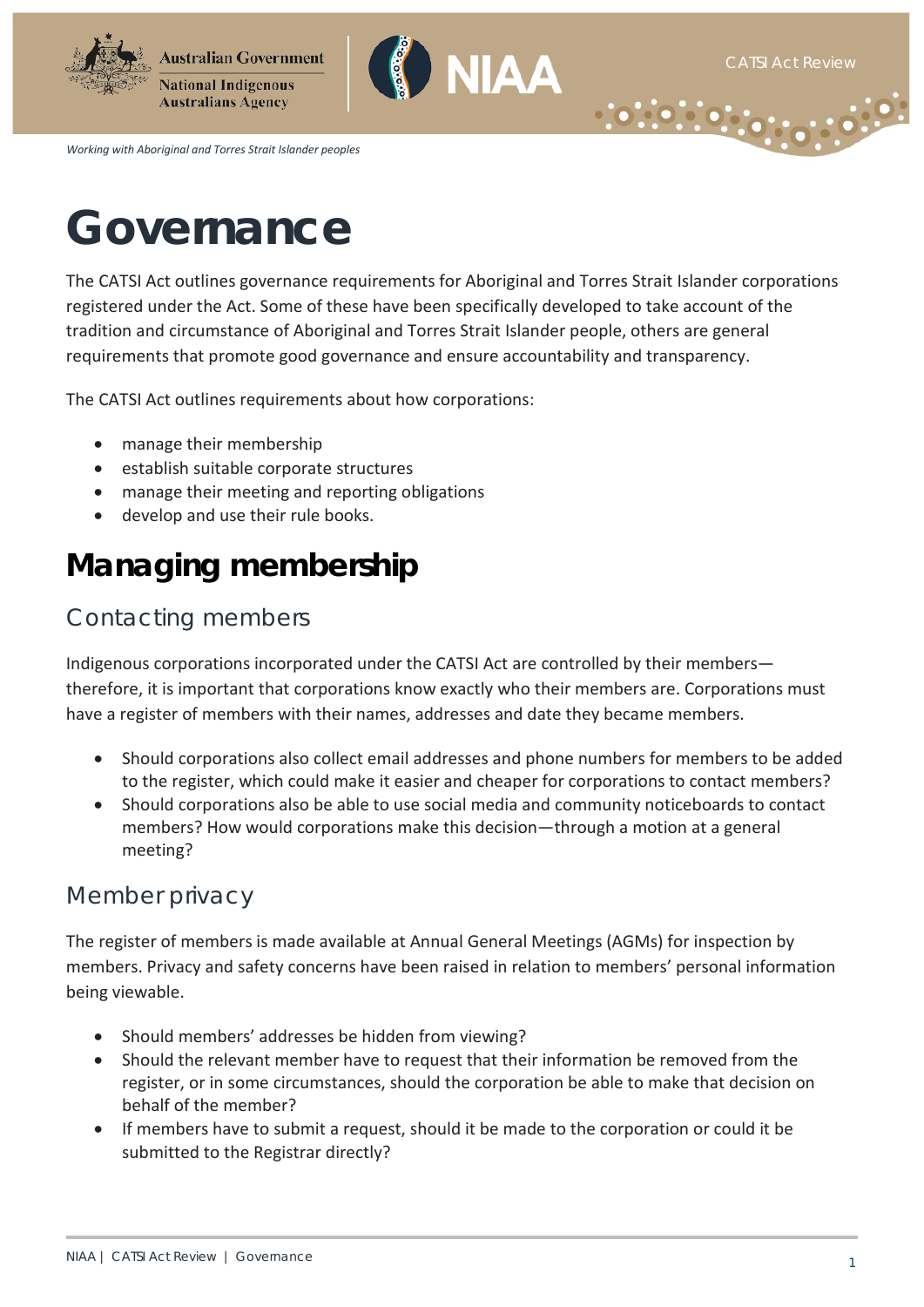# Governance

The CATSI Act outlines governance requirements for Aboriginal and Torres Strait Islander corporations registered under the Act. Some of these have been specifically developed to take account of the tradition and circumstance of Aboriginal and Torres Strait Islander people, others are general requirements that promote good governance and ensure accountability and transparency.

The CATSI Act outlines requirements about how corporations:

- manage their membership
- establish suitable corporate structures
- manage their meeting and reporting obligations
- develop and use their rule books.

## Managing membership

### Contacting members

Indigenous corporations incorporated under the CATSI Act are controlled by their members—therefore, it is important that corporations know exactly who their members are. Corporations must have a register of members with their names, addresses and date they became members.

- Should corporations also collect email addresses and phone numbers for members to be added to the register, which could make it easier and cheaper for corporations to contact members?
- Should corporations also be able to use social media and community noticeboards to contact members? How would corporations make this decision—through a motion at a general meeting?

### Member privacy

The register of members is made available at Annual General Meetings (AGMs) for inspection by members. Privacy and safety concerns have been raised in relation to members' personal information being viewable.

- Should members' addresses be hidden from viewing?
- Should the relevant member have to request that their information be removed from the register, or in some circumstances, should the corporation be able to make that decision on behalf of the member?
- If members have to submit a request, should it be made to the corporation or could it be submitted to the Registrar directly?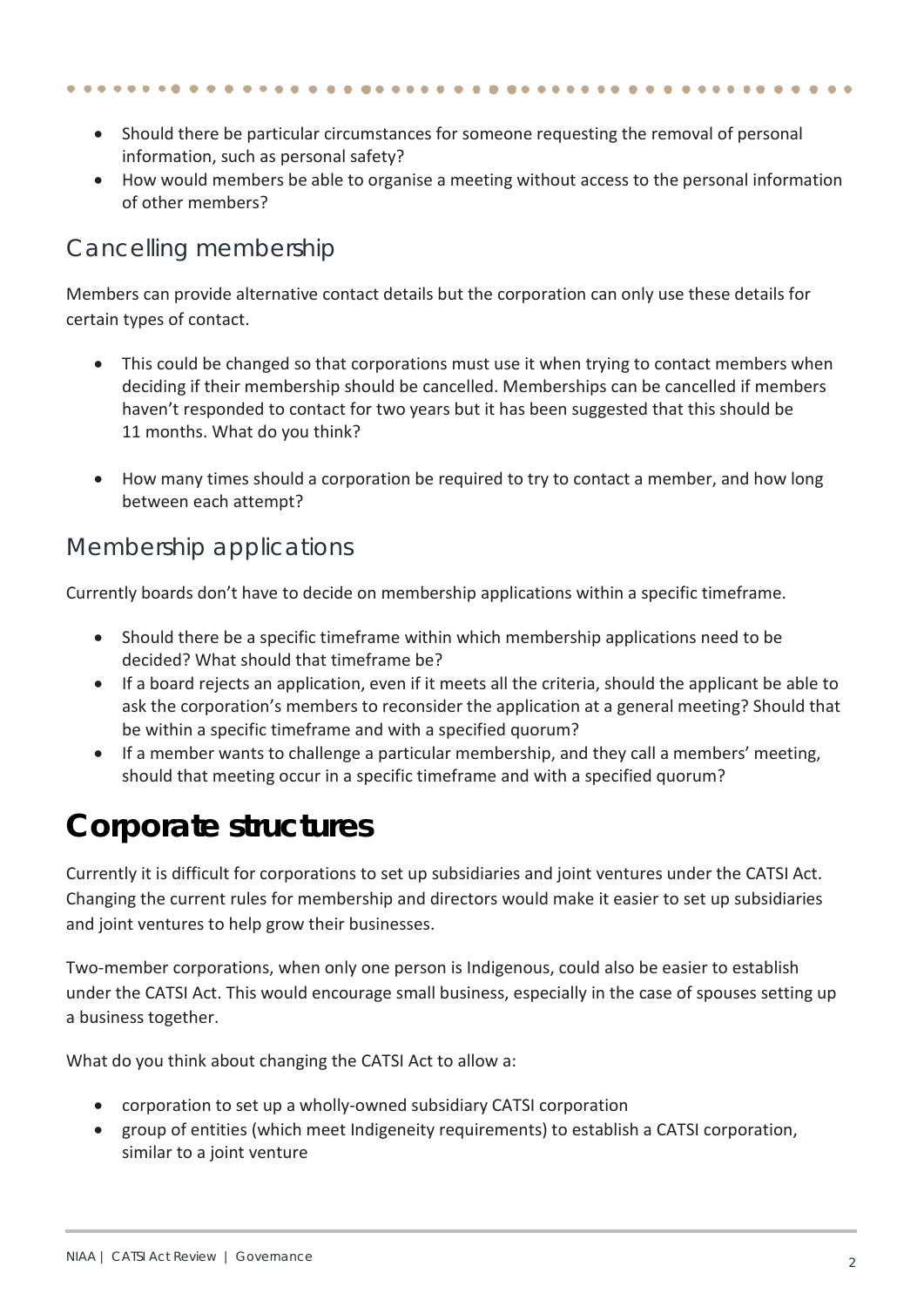- Should there be particular circumstances for someone requesting the removal of personal information, such as personal safety?
- How would members be able to organise a meeting without access to the personal information of other members?

## Cancelling membership

Members can provide alternative contact details but the corporation can only use these details for certain types of contact.

- This could be changed so that corporations must use it when trying to contact members when deciding if their membership should be cancelled. Memberships can be cancelled if members haven't responded to contact for two years but it has been suggested that this should be 11 months. What do you think?

- How many times should a corporation be required to try to contact a member, and how long between each attempt?

## Membership applications

Currently boards don't have to decide on membership applications within a specific timeframe.

- Should there be a specific timeframe within which membership applications need to be decided? What should that timeframe be?
- If a board rejects an application, even if it meets all the criteria, should the applicant be able to ask the corporation's members to reconsider the application at a general meeting? Should that be within a specific timeframe and with a specified quorum?
- If a member wants to challenge a particular membership, and they call a members' meeting, should that meeting occur in a specific timeframe and with a specified quorum?

# Corporate structures

Currently it is difficult for corporations to set up subsidiaries and joint ventures under the CATSI Act. Changing the current rules for membership and directors would make it easier to set up subsidiaries and joint ventures to help grow their businesses.

Two-member corporations, when only one person is Indigenous, could also be easier to establish under the CATSI Act. This would encourage small business, especially in the case of spouses setting up a business together.

What do you think about changing the CATSI Act to allow a:

- corporation to set up a wholly-owned subsidiary CATSI corporation
- group of entities (which meet Indigeneity requirements) to establish a CATSI corporation, similar to a joint venture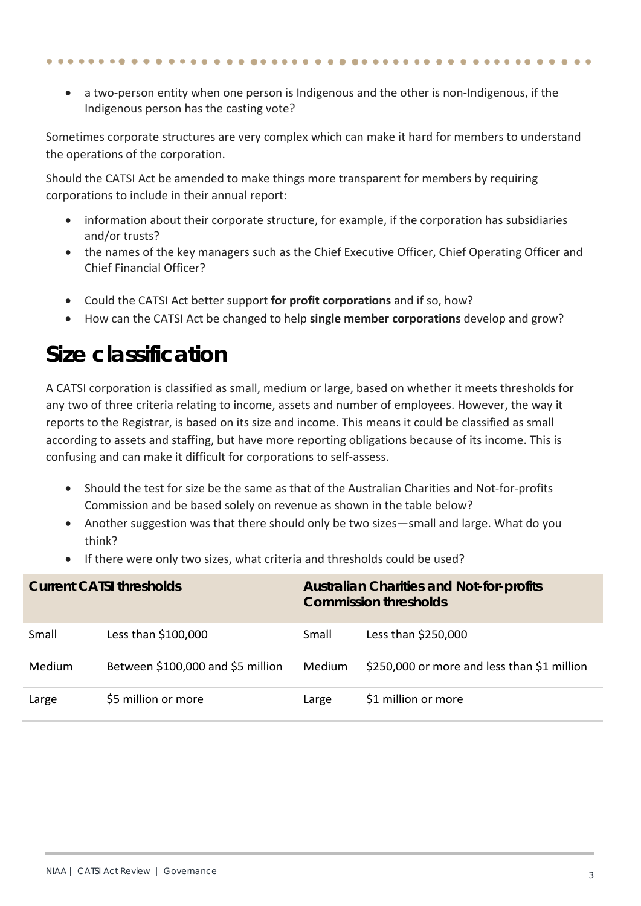- a two-person entity when one person is Indigenous and the other is non-Indigenous, if the Indigenous person has the casting vote?

Sometimes corporate structures are very complex which can make it hard for members to understand the operations of the corporation.

Should the CATSI Act be amended to make things more transparent for members by requiring corporations to include in their annual report:

- information about their corporate structure, for example, if the corporation has subsidiaries and/or trusts?
- the names of the key managers such as the Chief Executive Officer, Chief Operating Officer and Chief Financial Officer?

- Could the CATSI Act better support **for profit corporations** and if so, how?
- How can the CATSI Act be changed to help **single member corporations** develop and grow?

# Size classification

A CATSI corporation is classified as small, medium or large, based on whether it meets thresholds for any two of three criteria relating to income, assets and number of employees. However, the way it reports to the Registrar, is based on its size and income. This means it could be classified as small according to assets and staffing, but have more reporting obligations because of its income. This is confusing and can make it difficult for corporations to self-assess.

- Should the test for size be the same as that of the Australian Charities and Not-for-profits Commission and be based solely on revenue as shown in the table below?
- Another suggestion was that there should only be two sizes—small and large. What do you think?
- If there were only two sizes, what criteria and thresholds could be used?

| Current CATSI thresholds | | Australian Charities and Not-for-profits Commission thresholds | |
|---|---|---|---|
| Small | Less than $100,000 | Small | Less than $250,000 |
| Medium | Between $100,000 and $5 million | Medium | $250,000 or more and less than $1 million |
| Large | $5 million or more | Large | $1 million or more |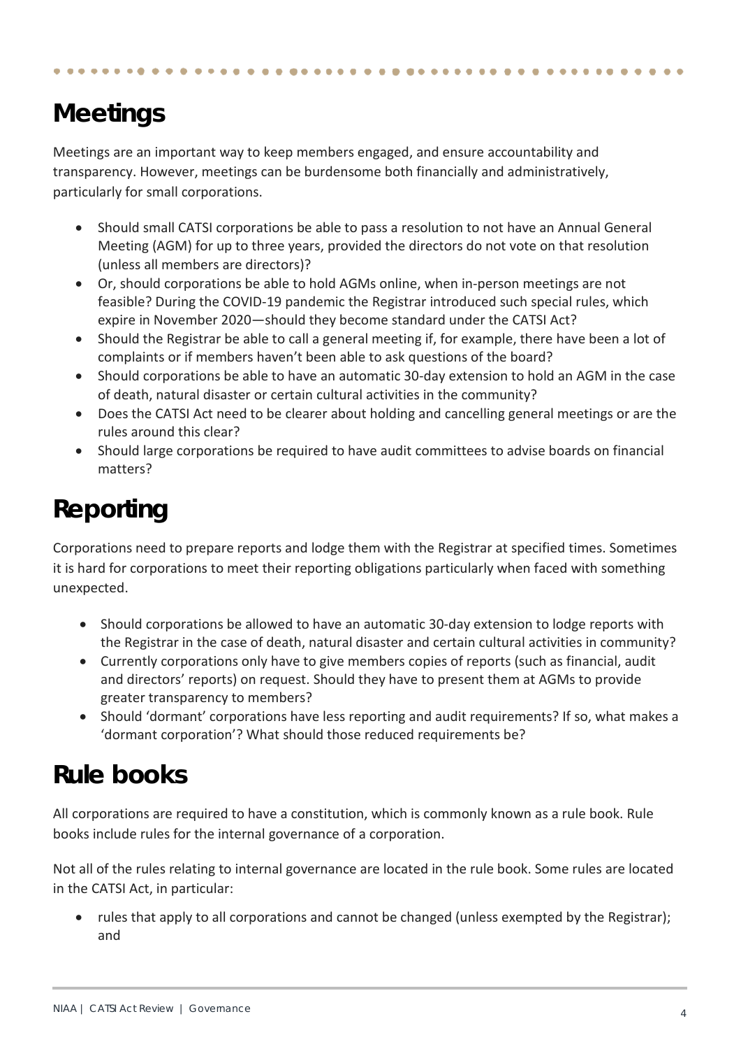## Meetings

Meetings are an important way to keep members engaged, and ensure accountability and transparency. However, meetings can be burdensome both financially and administratively, particularly for small corporations.

- Should small CATSI corporations be able to pass a resolution to not have an Annual General Meeting (AGM) for up to three years, provided the directors do not vote on that resolution (unless all members are directors)?
- Or, should corporations be able to hold AGMs online, when in-person meetings are not feasible? During the COVID-19 pandemic the Registrar introduced such special rules, which expire in November 2020—should they become standard under the CATSI Act?
- Should the Registrar be able to call a general meeting if, for example, there have been a lot of complaints or if members haven't been able to ask questions of the board?
- Should corporations be able to have an automatic 30-day extension to hold an AGM in the case of death, natural disaster or certain cultural activities in the community?
- Does the CATSI Act need to be clearer about holding and cancelling general meetings or are the rules around this clear?
- Should large corporations be required to have audit committees to advise boards on financial matters?

## Reporting

Corporations need to prepare reports and lodge them with the Registrar at specified times. Sometimes it is hard for corporations to meet their reporting obligations particularly when faced with something unexpected.

- Should corporations be allowed to have an automatic 30-day extension to lodge reports with the Registrar in the case of death, natural disaster and certain cultural activities in community?
- Currently corporations only have to give members copies of reports (such as financial, audit and directors' reports) on request. Should they have to present them at AGMs to provide greater transparency to members?
- Should 'dormant' corporations have less reporting and audit requirements? If so, what makes a 'dormant corporation'? What should those reduced requirements be?

## Rule books

All corporations are required to have a constitution, which is commonly known as a rule book. Rule books include rules for the internal governance of a corporation.

Not all of the rules relating to internal governance are located in the rule book. Some rules are located in the CATSI Act, in particular:

- rules that apply to all corporations and cannot be changed (unless exempted by the Registrar); and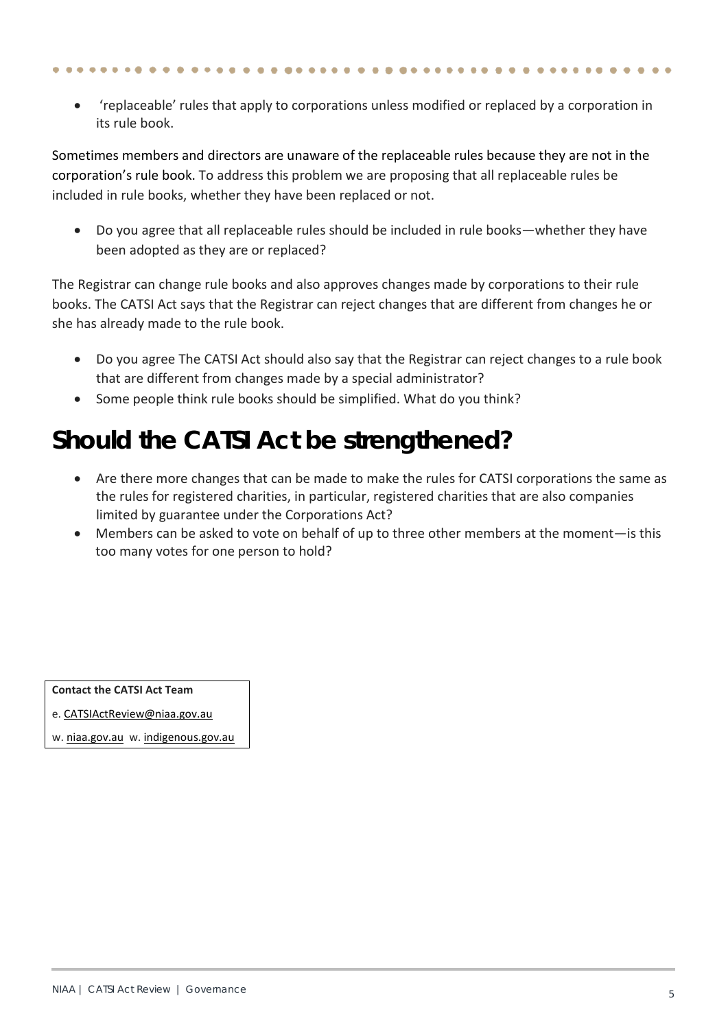- 'replaceable' rules that apply to corporations unless modified or replaced by a corporation in its rule book.

Sometimes members and directors are unaware of the replaceable rules because they are not in the corporation's rule book. To address this problem we are proposing that all replaceable rules be included in rule books, whether they have been replaced or not.

- Do you agree that all replaceable rules should be included in rule books—whether they have been adopted as they are or replaced?

The Registrar can change rule books and also approves changes made by corporations to their rule books. The CATSI Act says that the Registrar can reject changes that are different from changes he or she has already made to the rule book.

- Do you agree The CATSI Act should also say that the Registrar can reject changes to a rule book that are different from changes made by a special administrator?
- Some people think rule books should be simplified. What do you think?

# Should the CATSI Act be strengthened?

- Are there more changes that can be made to make the rules for CATSI corporations the same as the rules for registered charities, in particular, registered charities that are also companies limited by guarantee under the Corporations Act?
- Members can be asked to vote on behalf of up to three other members at the moment—is this too many votes for one person to hold?

**Contact the CATSI Act Team**

e. CATSIActReview@niaa.gov.au

w. niaa.gov.au w. indigenous.gov.au